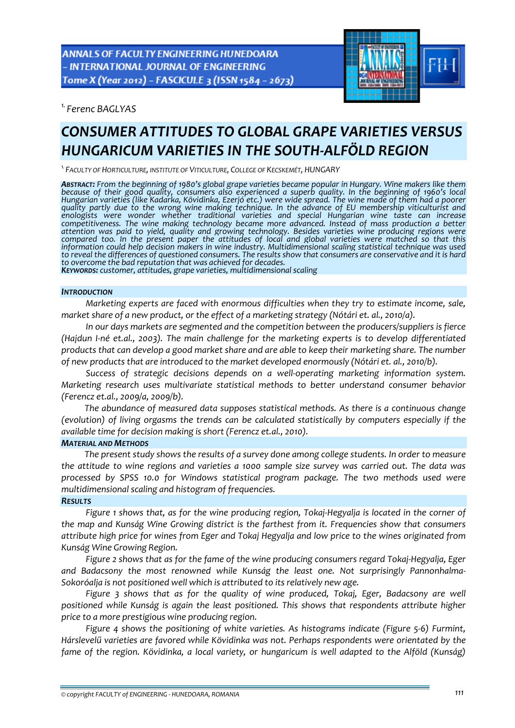[1.] *Ferenc BAGLYAS*

# CONSUMER ATTITUDES TO GLOBAL GRAPE VARIETIES VERSUS HUNGARICUM VARIETIES IN THE SOUTH-ALFÖLD REGION

[1.] *FACULTY OF HORTICULTURE, INSTITUTE OF VITICULTURE, COLLEGE OF KECSKEMÉT, HUNGARY*

***ABSTRACT:*** *From the beginning of 1980's global grape varieties became popular in Hungary. Wine makers like them because of their good quality, consumers also experienced a superb quality. In the beginning of 1960's local Hungarian varieties (like Kadarka, Kövidinka, Ezerjó etc.) were wide spread. The wine made of them had a poorer quality partly due to the wrong wine making technique. In the advance of EU membership viticulturist and enologists were wonder whether traditional varieties and special Hungarian wine taste can increase competitiveness. The wine making technology became more advanced. Instead of mass production a better attention was paid to yield, quality and growing technology. Besides varieties wine producing regions were compared too. In the present paper the attitudes of local and global varieties were matched so that this information could help decision makers in wine industry. Multidimensional scaling statistical technique was used to reveal the differences of questioned consumers. The results show that consumers are conservative and it is hard to overcome the bad reputation that was achieved for decades.*
***KEYWORDS:*** *customer, attitudes, grape varieties, multidimensional scaling*

### *INTRODUCTION*

*Marketing experts are faced with enormous difficulties when they try to estimate income, sale, market share of a new product, or the effect of a marketing strategy (Nótári et. al., 2010/a).*

*In our days markets are segmented and the competition between the producers/suppliers is fierce (Hajdun I-né et.al., 2003). The main challenge for the marketing experts is to develop differentiated products that can develop a good market share and are able to keep their marketing share. The number of new products that are introduced to the market developed enormously (Nótári et. al., 2010/b).*

*Success of strategic decisions depends on a well-operating marketing information system. Marketing research uses multivariate statistical methods to better understand consumer behavior (Ferencz et.al., 2009/a, 2009/b).*

*The abundance of measured data supposes statistical methods. As there is a continuous change (evolution) of living orgasms the trends can be calculated statistically by computers especially if the available time for decision making is short (Ferencz et.al., 2010).*

### *MATERIAL AND METHODS*

*The present study shows the results of a survey done among college students. In order to measure the attitude to wine regions and varieties a 1000 sample size survey was carried out. The data was processed by SPSS 10.0 for Windows statistical program package. The two methods used were multidimensional scaling and histogram of frequencies.*

### *RESULTS*

*Figure 1 shows that, as for the wine producing region, Tokaj-Hegyalja is located in the corner of the map and Kunság Wine Growing district is the farthest from it. Frequencies show that consumers attribute high price for wines from Eger and Tokaj Hegyalja and low price to the wines originated from Kunság Wine Growing Region.*

*Figure 2 shows that as for the fame of the wine producing consumers regard Tokaj-Hegyalja, Eger and Badacsony the most renowned while Kunság the least one. Not surprisingly Pannonhalma-Sokoróalja is not positioned well which is attributed to its relatively new age.*

*Figure 3 shows that as for the quality of wine produced, Tokaj, Eger, Badacsony are well positioned while Kunság is again the least positioned. This shows that respondents attribute higher price to a more prestigious wine producing region.*

*Figure 4 shows the positioning of white varieties. As histograms indicate (Figure 5-6) Furmint, Hárslevelű varieties are favored while Kövidinka was not. Perhaps respondents were orientated by the fame of the region. Kövidinka, a local variety, or hungaricum is well adapted to the Alföld (Kunság)*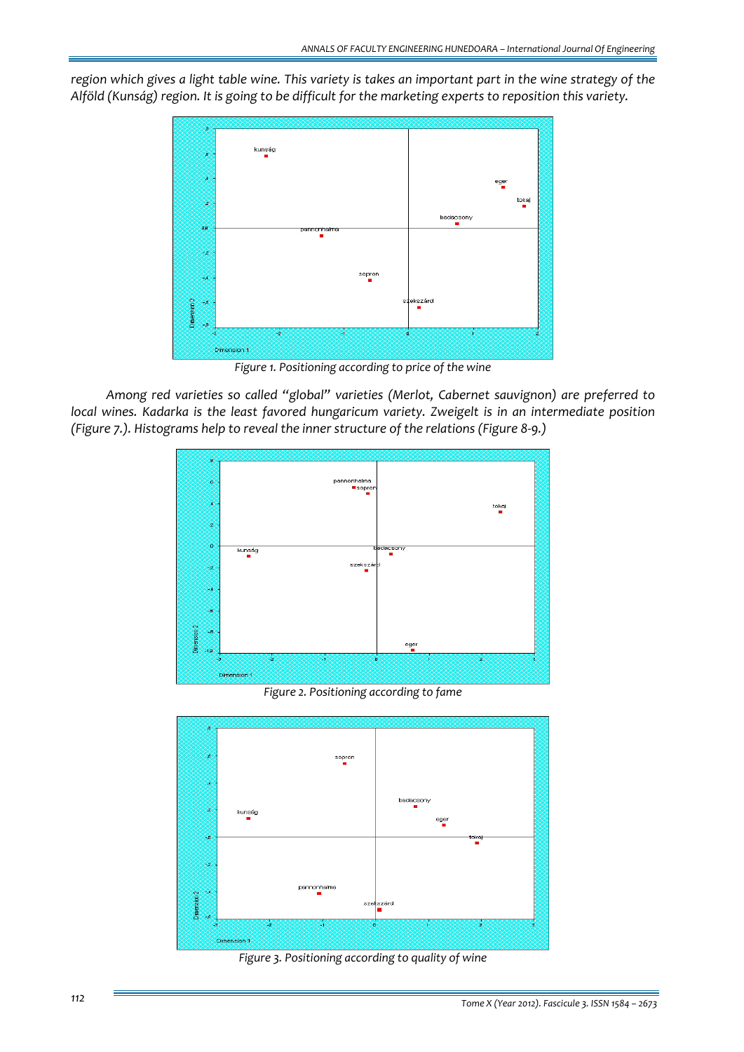region which gives a light table wine. This variety is takes an important part in the wine strategy of the Alföld (Kunság) region. It is going to be difficult for the marketing experts to reposition this variety.

*Figure 1. Positioning according to price of the wine*

Among red varieties so called "global" varieties (Merlot, Cabernet sauvignon) are preferred to local wines. Kadarka is the least favored hungaricum variety. Zweigelt is in an intermediate position (Figure 7.). Histograms help to reveal the inner structure of the relations (Figure 8-9.)

*Figure 2. Positioning according to fame*

*Figure 3. Positioning according to quality of wine*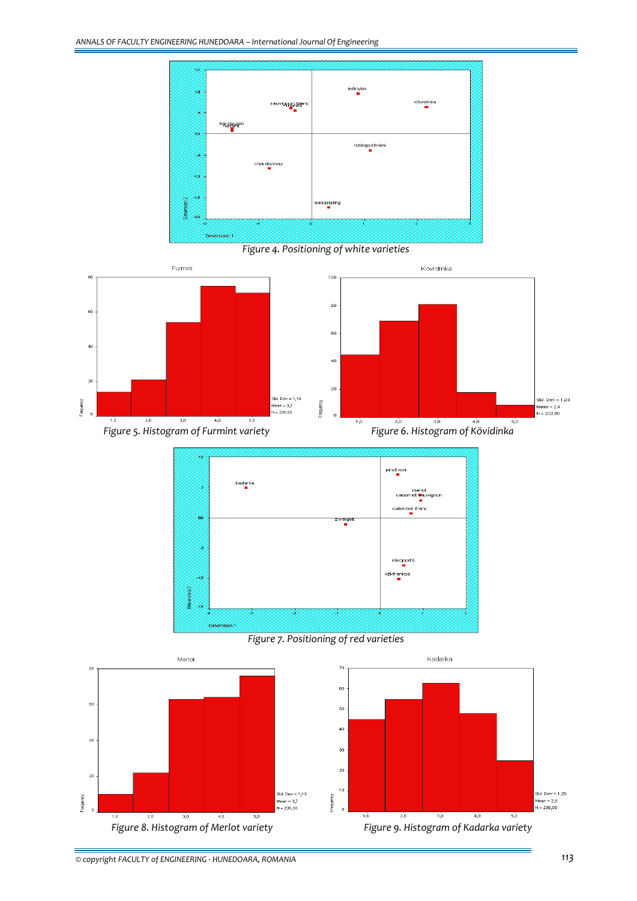Figure 4. Positioning of white varieties

Figure 5. Histogram of Furmint variety

Figure 6. Histogram of Kövidinka

Figure 7. Positioning of red varieties

Figure 8. Histogram of Merlot variety

Figure 9. Histogram of Kadarka variety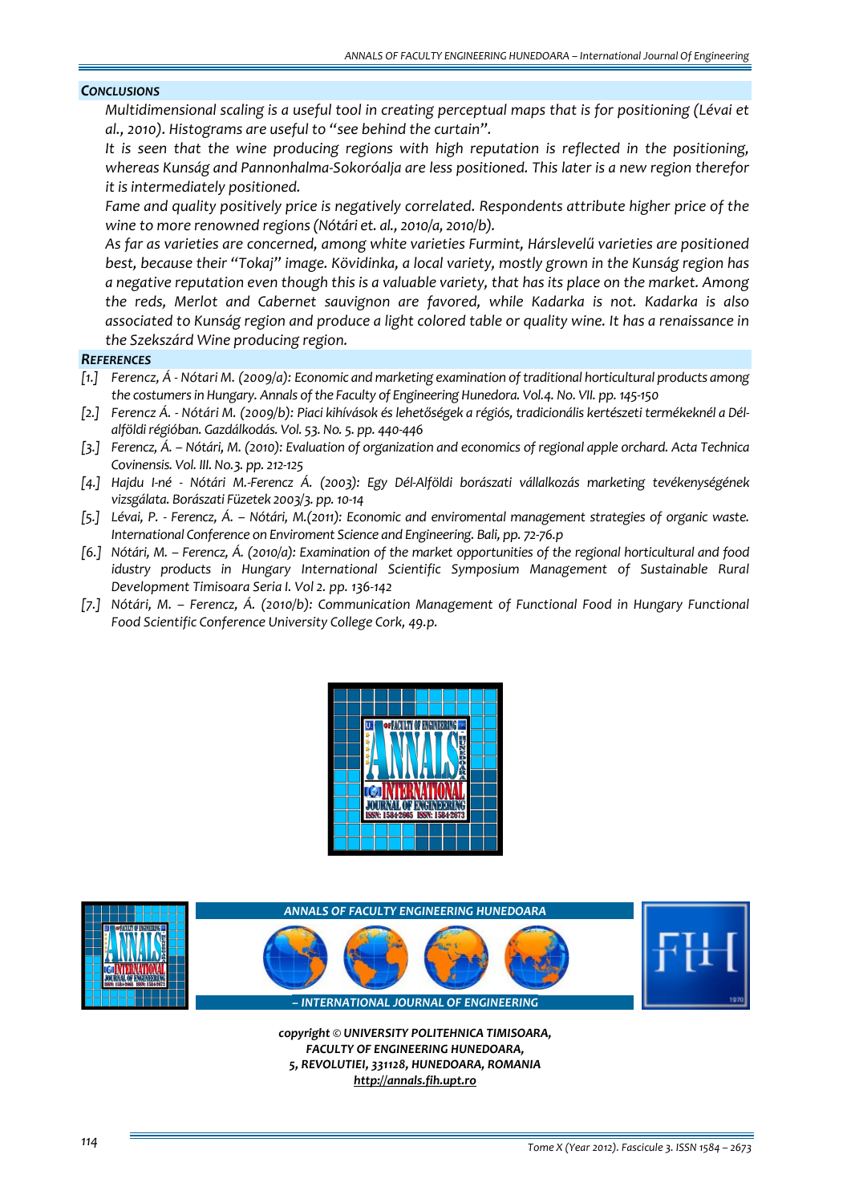## CONCLUSIONS

*Multidimensional scaling is a useful tool in creating perceptual maps that is for positioning (Lévai et al., 2010). Histograms are useful to "see behind the curtain".*

*It is seen that the wine producing regions with high reputation is reflected in the positioning, whereas Kunság and Pannonhalma-Sokoróalja are less positioned. This later is a new region therefor it is intermediately positioned.*

*Fame and quality positively price is negatively correlated. Respondents attribute higher price of the wine to more renowned regions (Nótári et. al., 2010/a, 2010/b).*

*As far as varieties are concerned, among white varieties Furmint, Hárslevelű varieties are positioned best, because their "Tokaj" image. Kövidinka, a local variety, mostly grown in the Kunság region has a negative reputation even though this is a valuable variety, that has its place on the market. Among the reds, Merlot and Cabernet sauvignon are favored, while Kadarka is not. Kadarka is also associated to Kunság region and produce a light colored table or quality wine. It has a renaissance in the Szekszárd Wine producing region.*

## REFERENCES

[1.] *Ferencz, Á - Nótari M. (2009/a): Economic and marketing examination of traditional horticultural products among the costumers in Hungary. Annals of the Faculty of Engineering Hunedora. Vol.4. No. VII. pp. 145-150*

[2.] *Ferencz Á. - Nótári M. (2009/b): Piaci kihívások és lehetőségek a régiós, tradicionális kertészeti termékeknél a Dél-alföldi régióban. Gazdálkodás. Vol. 53. No. 5. pp. 440-446*

[3.] *Ferencz, Á. – Nótári, M. (2010): Evaluation of organization and economics of regional apple orchard. Acta Technica Covinensis. Vol. III. No.3. pp. 212-125*

[4.] *Hajdu I-né - Nótári M.-Ferencz Á. (2003): Egy Dél-Alföldi borászati vállalkozás marketing tevékenységének vizsgálata. Borászati Füzetek 2003/3. pp. 10-14*

[5.] *Lévai, P. - Ferencz, Á. – Nótári, M.(2011): Economic and enviromental management strategies of organic waste. International Conference on Enviroment Science and Engineering. Bali, pp. 72-76.p*

[6.] *Nótári, M. – Ferencz, Á. (2010/a): Examination of the market opportunities of the regional horticultural and food idustry products in Hungary International Scientific Symposium Management of Sustainable Rural Development Timisoara Seria I. Vol 2. pp. 136-142*

[7.] *Nótári, M. – Ferencz, Á. (2010/b): Communication Management of Functional Food in Hungary Functional Food Scientific Conference University College Cork, 49.p.*

**ANNALS OF FACULTY ENGINEERING HUNEDOARA – INTERNATIONAL JOURNAL OF ENGINEERING**

***copyright © UNIVERSITY POLITEHNICA TIMISOARA, FACULTY OF ENGINEERING HUNEDOARA, 5, REVOLUTIEI, 331128, HUNEDOARA, ROMANIA***
***http://annals.fih.upt.ro***